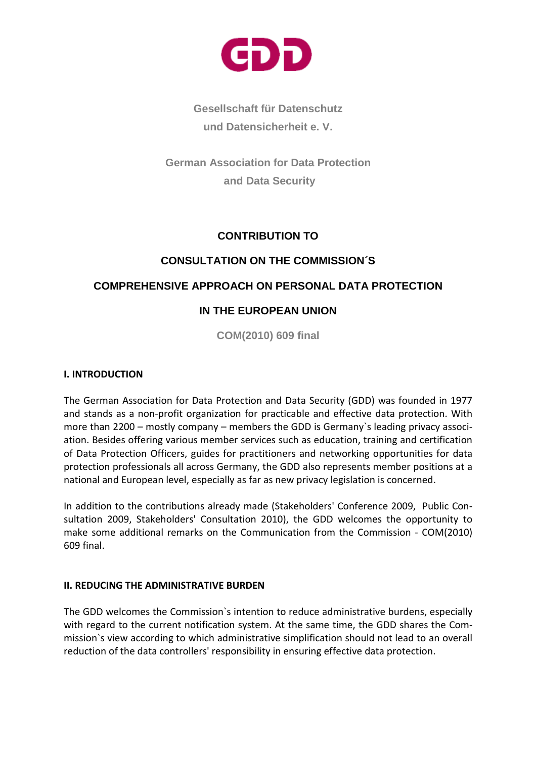GDD

**Gesellschaft für Datenschutz**
**und Datensicherheit e. V.**

**German Association for Data Protection**
**and Data Security**

# CONTRIBUTION TO CONSULTATION ON THE COMMISSION´S COMPREHENSIVE APPROACH ON PERSONAL DATA PROTECTION IN THE EUROPEAN UNION

**COM(2010) 609 final**

## I. INTRODUCTION

The German Association for Data Protection and Data Security (GDD) was founded in 1977 and stands as a non-profit organization for practicable and effective data protection. With more than 2200 – mostly company – members the GDD is Germany`s leading privacy association. Besides offering various member services such as education, training and certification of Data Protection Officers, guides for practitioners and networking opportunities for data protection professionals all across Germany, the GDD also represents member positions at a national and European level, especially as far as new privacy legislation is concerned.

In addition to the contributions already made (Stakeholders' Conference 2009, Public Consultation 2009, Stakeholders' Consultation 2010), the GDD welcomes the opportunity to make some additional remarks on the Communication from the Commission - COM(2010) 609 final.

## II. REDUCING THE ADMINISTRATIVE BURDEN

The GDD welcomes the Commission`s intention to reduce administrative burdens, especially with regard to the current notification system. At the same time, the GDD shares the Commission`s view according to which administrative simplification should not lead to an overall reduction of the data controllers' responsibility in ensuring effective data protection.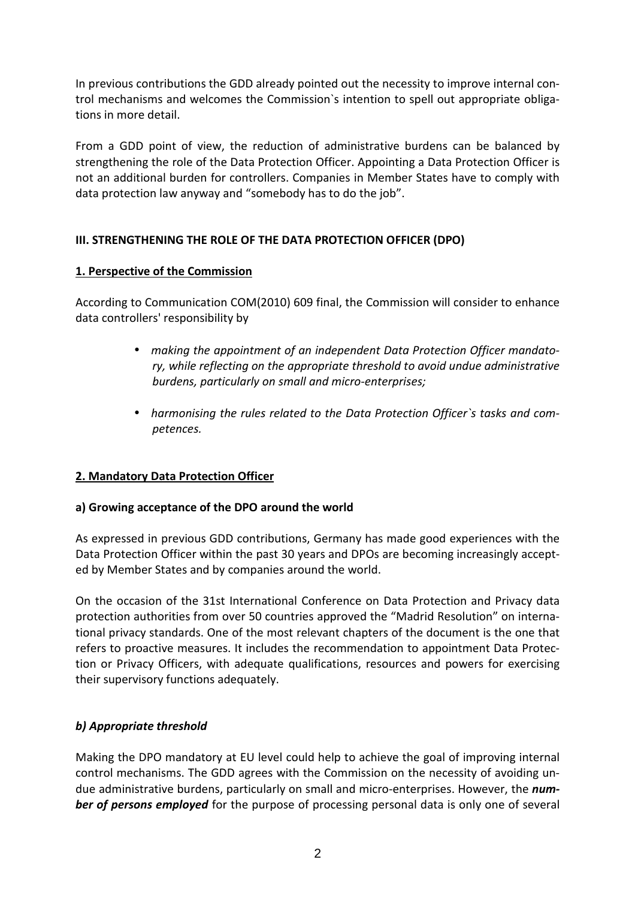In previous contributions the GDD already pointed out the necessity to improve internal control mechanisms and welcomes the Commission`s intention to spell out appropriate obligations in more detail.

From a GDD point of view, the reduction of administrative burdens can be balanced by strengthening the role of the Data Protection Officer. Appointing a Data Protection Officer is not an additional burden for controllers. Companies in Member States have to comply with data protection law anyway and "somebody has to do the job".

## III. STRENGTHENING THE ROLE OF THE DATA PROTECTION OFFICER (DPO)

### 1. Perspective of the Commission

According to Communication COM(2010) 609 final, the Commission will consider to enhance data controllers' responsibility by

- *making the appointment of an independent Data Protection Officer mandatory, while reflecting on the appropriate threshold to avoid undue administrative burdens, particularly on small and micro-enterprises;*
- *harmonising the rules related to the Data Protection Officer`s tasks and competences.*

### 2. Mandatory Data Protection Officer

#### a) Growing acceptance of the DPO around the world

As expressed in previous GDD contributions, Germany has made good experiences with the Data Protection Officer within the past 30 years and DPOs are becoming increasingly accepted by Member States and by companies around the world.

On the occasion of the 31st International Conference on Data Protection and Privacy data protection authorities from over 50 countries approved the "Madrid Resolution" on international privacy standards. One of the most relevant chapters of the document is the one that refers to proactive measures. It includes the recommendation to appointment Data Protection or Privacy Officers, with adequate qualifications, resources and powers for exercising their supervisory functions adequately.

#### *b) Appropriate threshold*

Making the DPO mandatory at EU level could help to achieve the goal of improving internal control mechanisms. The GDD agrees with the Commission on the necessity of avoiding undue administrative burdens, particularly on small and micro-enterprises. However, the ***number of persons employed*** for the purpose of processing personal data is only one of several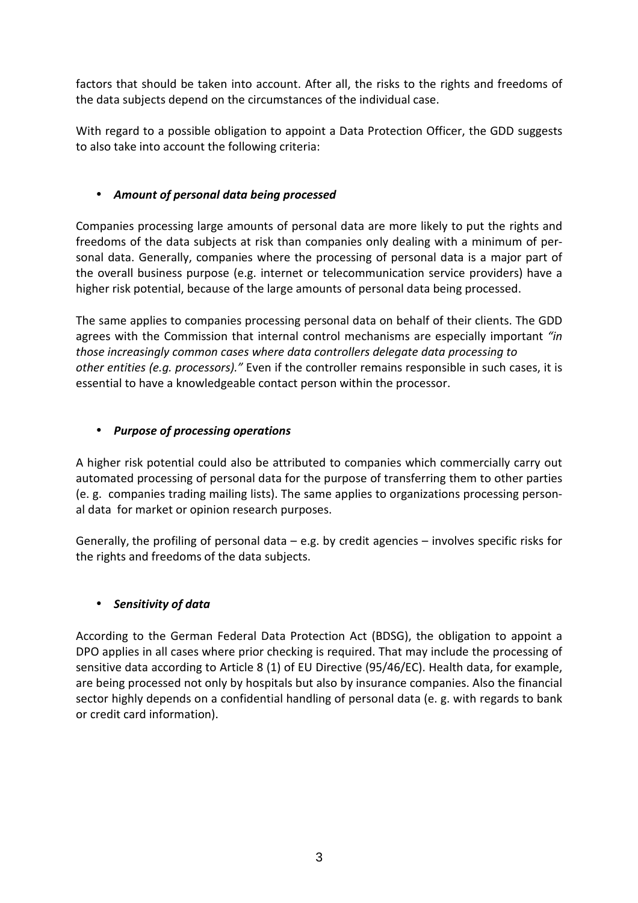factors that should be taken into account. After all, the risks to the rights and freedoms of the data subjects depend on the circumstances of the individual case.

With regard to a possible obligation to appoint a Data Protection Officer, the GDD suggests to also take into account the following criteria:

- ***Amount of personal data being processed***

Companies processing large amounts of personal data are more likely to put the rights and freedoms of the data subjects at risk than companies only dealing with a minimum of personal data. Generally, companies where the processing of personal data is a major part of the overall business purpose (e.g. internet or telecommunication service providers) have a higher risk potential, because of the large amounts of personal data being processed.

The same applies to companies processing personal data on behalf of their clients. The GDD agrees with the Commission that internal control mechanisms are especially important *"in those increasingly common cases where data controllers delegate data processing to other entities (e.g. processors)."* Even if the controller remains responsible in such cases, it is essential to have a knowledgeable contact person within the processor.

- ***Purpose of processing operations***

A higher risk potential could also be attributed to companies which commercially carry out automated processing of personal data for the purpose of transferring them to other parties (e. g. companies trading mailing lists). The same applies to organizations processing personal data for market or opinion research purposes.

Generally, the profiling of personal data – e.g. by credit agencies – involves specific risks for the rights and freedoms of the data subjects.

- ***Sensitivity of data***

According to the German Federal Data Protection Act (BDSG), the obligation to appoint a DPO applies in all cases where prior checking is required. That may include the processing of sensitive data according to Article 8 (1) of EU Directive (95/46/EC). Health data, for example, are being processed not only by hospitals but also by insurance companies. Also the financial sector highly depends on a confidential handling of personal data (e. g. with regards to bank or credit card information).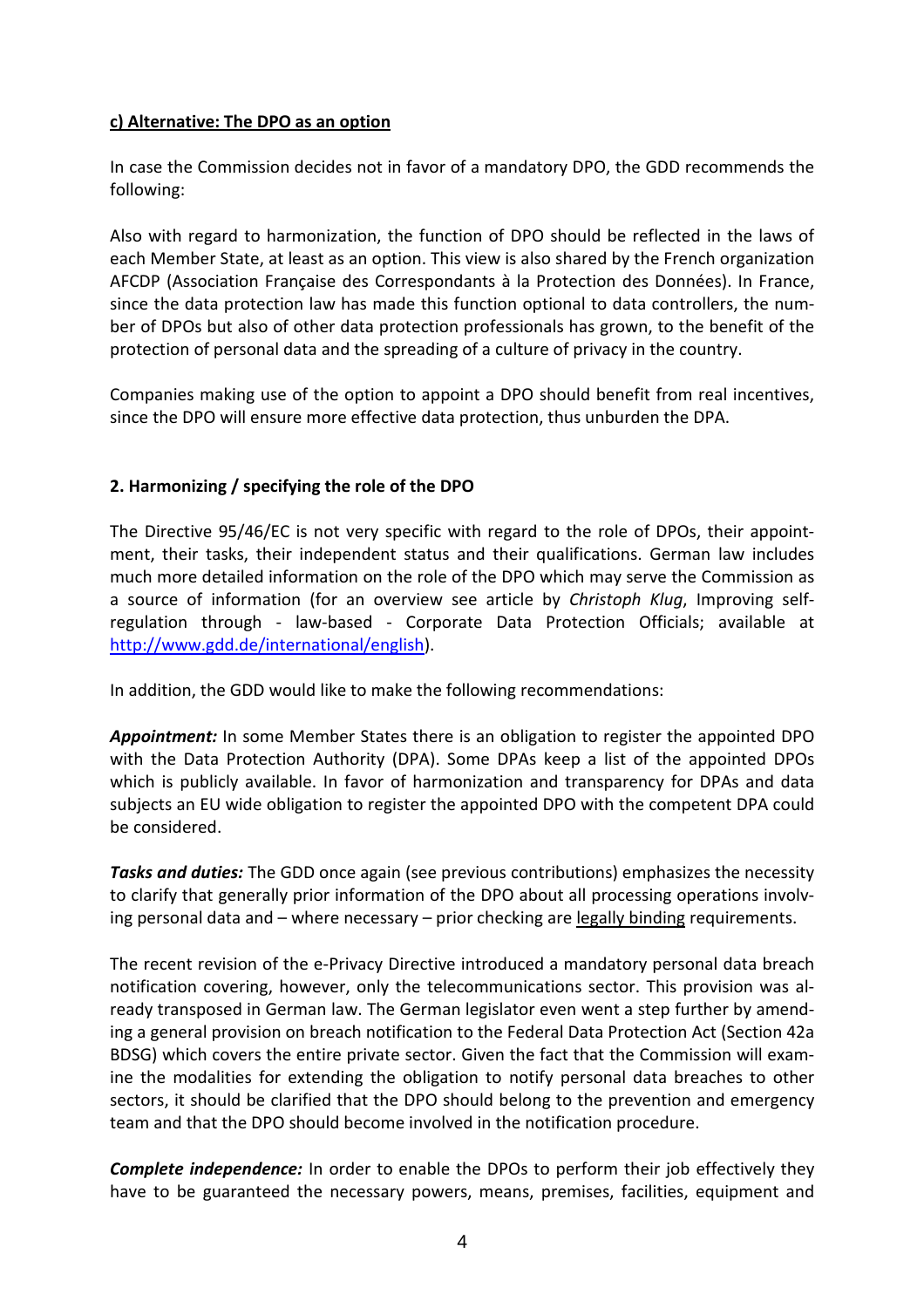**c) Alternative: The DPO as an option**

In case the Commission decides not in favor of a mandatory DPO, the GDD recommends the following:

Also with regard to harmonization, the function of DPO should be reflected in the laws of each Member State, at least as an option. This view is also shared by the French organization AFCDP (Association Française des Correspondants à la Protection des Données). In France, since the data protection law has made this function optional to data controllers, the number of DPOs but also of other data protection professionals has grown, to the benefit of the protection of personal data and the spreading of a culture of privacy in the country.

Companies making use of the option to appoint a DPO should benefit from real incentives, since the DPO will ensure more effective data protection, thus unburden the DPA.

## 2. Harmonizing / specifying the role of the DPO

The Directive 95/46/EC is not very specific with regard to the role of DPOs, their appointment, their tasks, their independent status and their qualifications. German law includes much more detailed information on the role of the DPO which may serve the Commission as a source of information (for an overview see article by *Christoph Klug*, Improving self-regulation through - law-based - Corporate Data Protection Officials; available at http://www.gdd.de/international/english).

In addition, the GDD would like to make the following recommendations:

***Appointment:*** In some Member States there is an obligation to register the appointed DPO with the Data Protection Authority (DPA). Some DPAs keep a list of the appointed DPOs which is publicly available. In favor of harmonization and transparency for DPAs and data subjects an EU wide obligation to register the appointed DPO with the competent DPA could be considered.

***Tasks and duties:*** The GDD once again (see previous contributions) emphasizes the necessity to clarify that generally prior information of the DPO about all processing operations involving personal data and – where necessary – prior checking are legally binding requirements.

The recent revision of the e-Privacy Directive introduced a mandatory personal data breach notification covering, however, only the telecommunications sector. This provision was already transposed in German law. The German legislator even went a step further by amending a general provision on breach notification to the Federal Data Protection Act (Section 42a BDSG) which covers the entire private sector. Given the fact that the Commission will examine the modalities for extending the obligation to notify personal data breaches to other sectors, it should be clarified that the DPO should belong to the prevention and emergency team and that the DPO should become involved in the notification procedure.

***Complete independence:*** In order to enable the DPOs to perform their job effectively they have to be guaranteed the necessary powers, means, premises, facilities, equipment and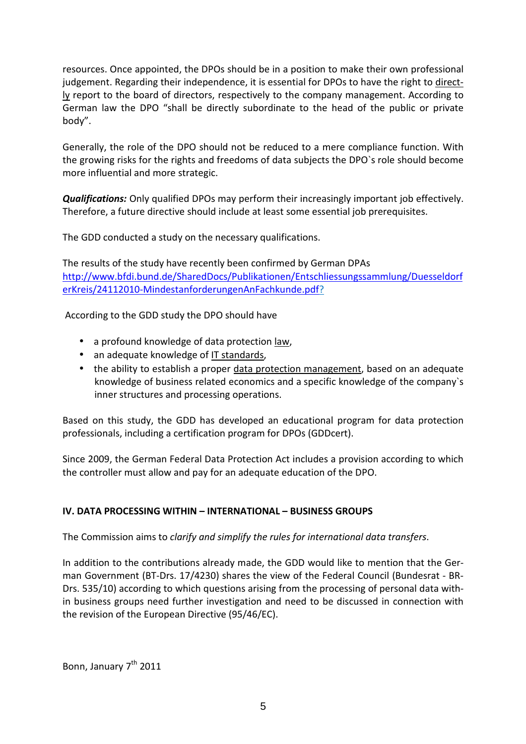resources. Once appointed, the DPOs should be in a position to make their own professional judgement. Regarding their independence, it is essential for DPOs to have the right to directly report to the board of directors, respectively to the company management. According to German law the DPO "shall be directly subordinate to the head of the public or private body".

Generally, the role of the DPO should not be reduced to a mere compliance function. With the growing risks for the rights and freedoms of data subjects the DPO`s role should become more influential and more strategic.

***Qualifications:*** Only qualified DPOs may perform their increasingly important job effectively. Therefore, a future directive should include at least some essential job prerequisites.

The GDD conducted a study on the necessary qualifications.

The results of the study have recently been confirmed by German DPAs http://www.bfdi.bund.de/SharedDocs/Publikationen/Entschliessungssammlung/DuesseldorferKreis/24112010-MindestanforderungenAnFachkunde.pdf?

According to the GDD study the DPO should have

- a profound knowledge of data protection law,
- an adequate knowledge of IT standards,
- the ability to establish a proper data protection management, based on an adequate knowledge of business related economics and a specific knowledge of the company`s inner structures and processing operations.

Based on this study, the GDD has developed an educational program for data protection professionals, including a certification program for DPOs (GDDcert).

Since 2009, the German Federal Data Protection Act includes a provision according to which the controller must allow and pay for an adequate education of the DPO.

## IV. DATA PROCESSING WITHIN – INTERNATIONAL – BUSINESS GROUPS

The Commission aims to *clarify and simplify the rules for international data transfers*.

In addition to the contributions already made, the GDD would like to mention that the German Government (BT-Drs. 17/4230) shares the view of the Federal Council (Bundesrat - BR-Drs. 535/10) according to which questions arising from the processing of personal data within business groups need further investigation and need to be discussed in connection with the revision of the European Directive (95/46/EC).

Bonn, January 7th 2011